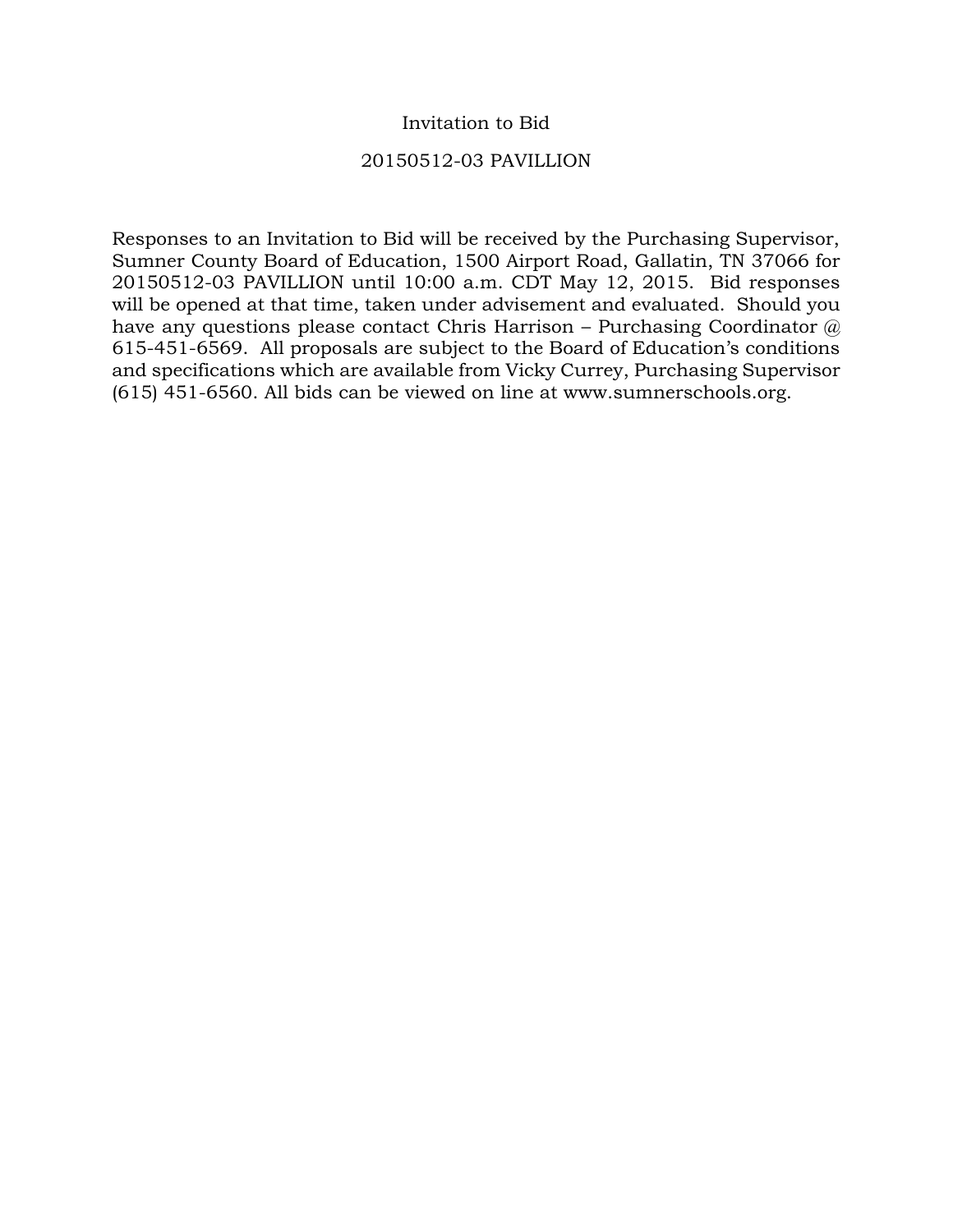# Invitation to Bid

## 20150512-03 PAVILLION

Responses to an Invitation to Bid will be received by the Purchasing Supervisor, Sumner County Board of Education, 1500 Airport Road, Gallatin, TN 37066 for 20150512-03 PAVILLION until 10:00 a.m. CDT May 12, 2015. Bid responses will be opened at that time, taken under advisement and evaluated. Should you have any questions please contact Chris Harrison – Purchasing Coordinator @ 615-451-6569. All proposals are subject to the Board of Education's conditions and specifications which are available from Vicky Currey, Purchasing Supervisor (615) 451-6560. All bids can be viewed on line at www.sumnerschools.org.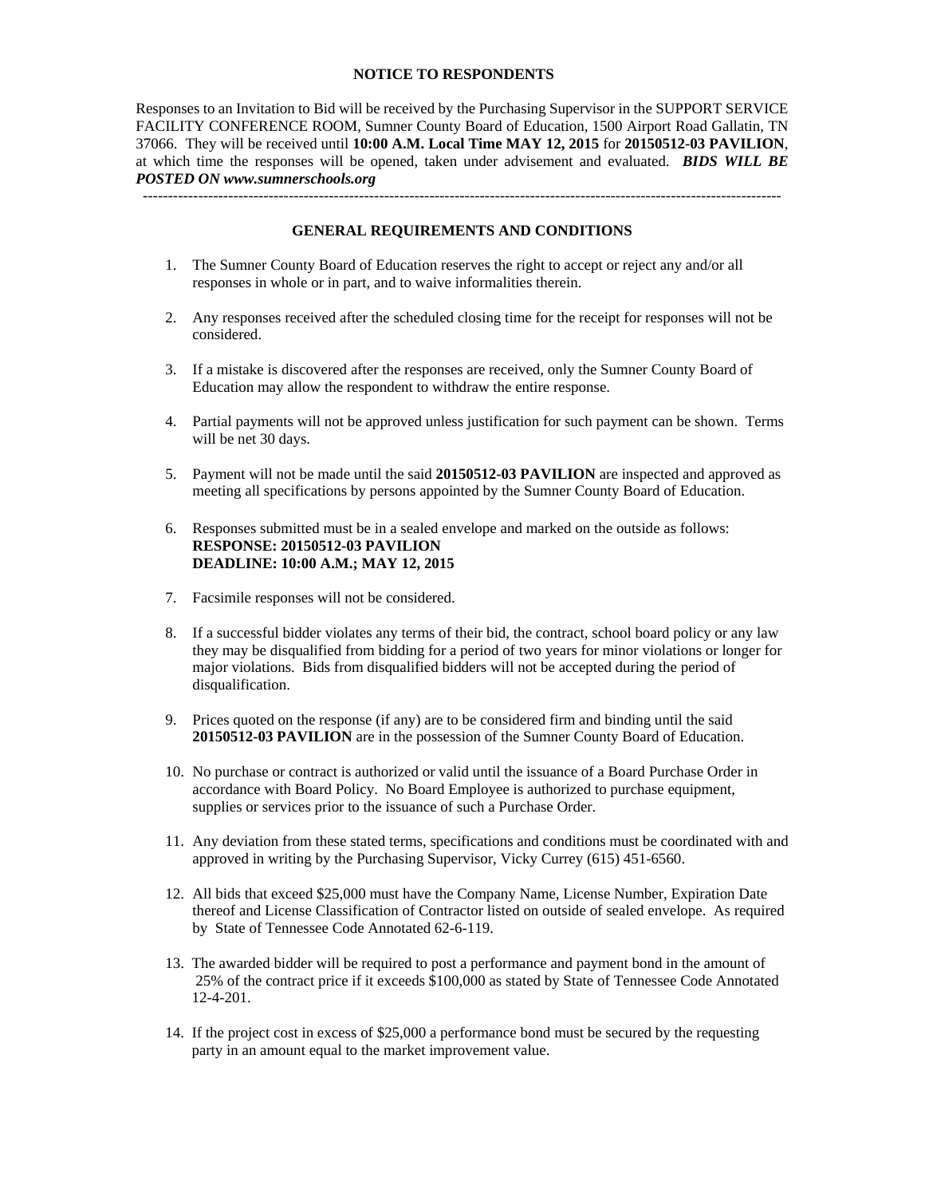## NOTICE TO RESPONDENTS

Responses to an Invitation to Bid will be received by the Purchasing Supervisor in the SUPPORT SERVICE FACILITY CONFERENCE ROOM, Sumner County Board of Education, 1500 Airport Road Gallatin, TN 37066. They will be received until **10:00 A.M. Local Time MAY 12, 2015** for **20150512-03 PAVILION**, at which time the responses will be opened, taken under advisement and evaluated. ***BIDS WILL BE POSTED ON www.sumnerschools.org***

---

## GENERAL REQUIREMENTS AND CONDITIONS

1. The Sumner County Board of Education reserves the right to accept or reject any and/or all responses in whole or in part, and to waive informalities therein.

2. Any responses received after the scheduled closing time for the receipt for responses will not be considered.

3. If a mistake is discovered after the responses are received, only the Sumner County Board of Education may allow the respondent to withdraw the entire response.

4. Partial payments will not be approved unless justification for such payment can be shown. Terms will be net 30 days.

5. Payment will not be made until the said **20150512-03 PAVILION** are inspected and approved as meeting all specifications by persons appointed by the Sumner County Board of Education.

6. Responses submitted must be in a sealed envelope and marked on the outside as follows:
   **RESPONSE: 20150512-03 PAVILION**
   **DEADLINE: 10:00 A.M.; MAY 12, 2015**

7. Facsimile responses will not be considered.

8. If a successful bidder violates any terms of their bid, the contract, school board policy or any law they may be disqualified from bidding for a period of two years for minor violations or longer for major violations. Bids from disqualified bidders will not be accepted during the period of disqualification.

9. Prices quoted on the response (if any) are to be considered firm and binding until the said **20150512-03 PAVILION** are in the possession of the Sumner County Board of Education.

10. No purchase or contract is authorized or valid until the issuance of a Board Purchase Order in accordance with Board Policy. No Board Employee is authorized to purchase equipment, supplies or services prior to the issuance of such a Purchase Order.

11. Any deviation from these stated terms, specifications and conditions must be coordinated with and approved in writing by the Purchasing Supervisor, Vicky Currey (615) 451-6560.

12. All bids that exceed $25,000 must have the Company Name, License Number, Expiration Date thereof and License Classification of Contractor listed on outside of sealed envelope. As required by State of Tennessee Code Annotated 62-6-119.

13. The awarded bidder will be required to post a performance and payment bond in the amount of 25% of the contract price if it exceeds $100,000 as stated by State of Tennessee Code Annotated 12-4-201.

14. If the project cost in excess of $25,000 a performance bond must be secured by the requesting party in an amount equal to the market improvement value.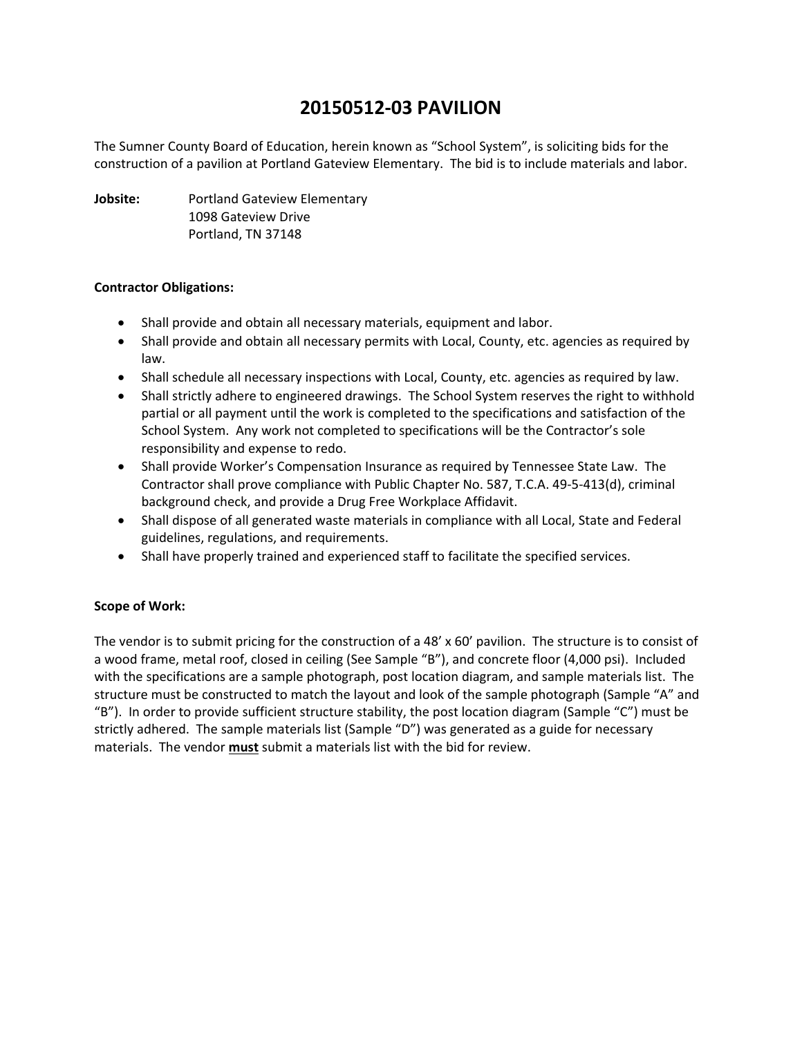# 20150512-03 PAVILION

The Sumner County Board of Education, herein known as "School System", is soliciting bids for the construction of a pavilion at Portland Gateview Elementary. The bid is to include materials and labor.

**Jobsite:** Portland Gateview Elementary
1098 Gateview Drive
Portland, TN 37148

**Contractor Obligations:**

- Shall provide and obtain all necessary materials, equipment and labor.
- Shall provide and obtain all necessary permits with Local, County, etc. agencies as required by law.
- Shall schedule all necessary inspections with Local, County, etc. agencies as required by law.
- Shall strictly adhere to engineered drawings. The School System reserves the right to withhold partial or all payment until the work is completed to the specifications and satisfaction of the School System. Any work not completed to specifications will be the Contractor's sole responsibility and expense to redo.
- Shall provide Worker's Compensation Insurance as required by Tennessee State Law. The Contractor shall prove compliance with Public Chapter No. 587, T.C.A. 49-5-413(d), criminal background check, and provide a Drug Free Workplace Affidavit.
- Shall dispose of all generated waste materials in compliance with all Local, State and Federal guidelines, regulations, and requirements.
- Shall have properly trained and experienced staff to facilitate the specified services.

**Scope of Work:**

The vendor is to submit pricing for the construction of a 48' x 60' pavilion. The structure is to consist of a wood frame, metal roof, closed in ceiling (See Sample "B"), and concrete floor (4,000 psi). Included with the specifications are a sample photograph, post location diagram, and sample materials list. The structure must be constructed to match the layout and look of the sample photograph (Sample "A" and "B"). In order to provide sufficient structure stability, the post location diagram (Sample "C") must be strictly adhered. The sample materials list (Sample "D") was generated as a guide for necessary materials. The vendor **must** submit a materials list with the bid for review.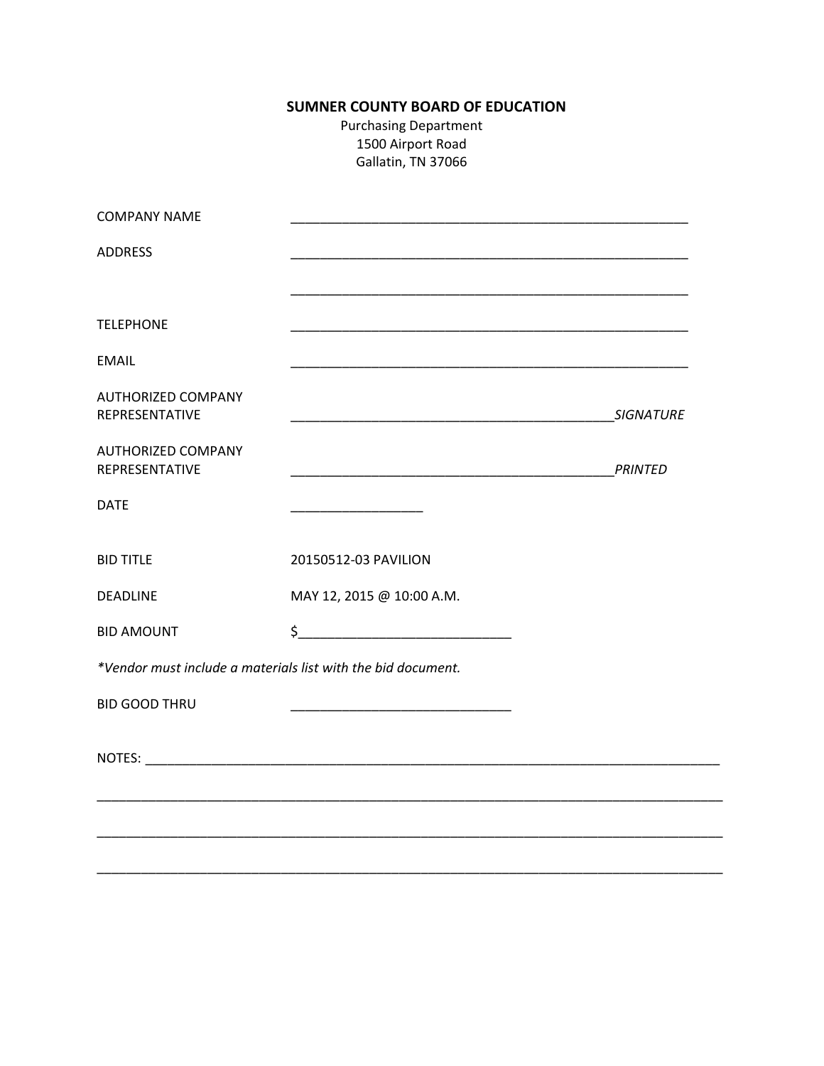**SUMNER COUNTY BOARD OF EDUCATION**

Purchasing Department
1500 Airport Road
Gallatin, TN 37066

COMPANY NAME _______________________________________________________

ADDRESS _______________________________________________________

_______________________________________________________

TELEPHONE _______________________________________________________

EMAIL _______________________________________________________

AUTHORIZED COMPANY REPRESENTATIVE _____________________________________________*SIGNATURE*

AUTHORIZED COMPANY REPRESENTATIVE _____________________________________________*PRINTED*

DATE __________________

BID TITLE 20150512-03 PAVILION

DEADLINE MAY 12, 2015 @ 10:00 A.M.

BID AMOUNT $_____________________________

*\*Vendor must include a materials list with the bid document.*

BID GOOD THRU ______________________________

NOTES: _______________________________________________________________________________

_____________________________________________________________________________________

_____________________________________________________________________________________

_____________________________________________________________________________________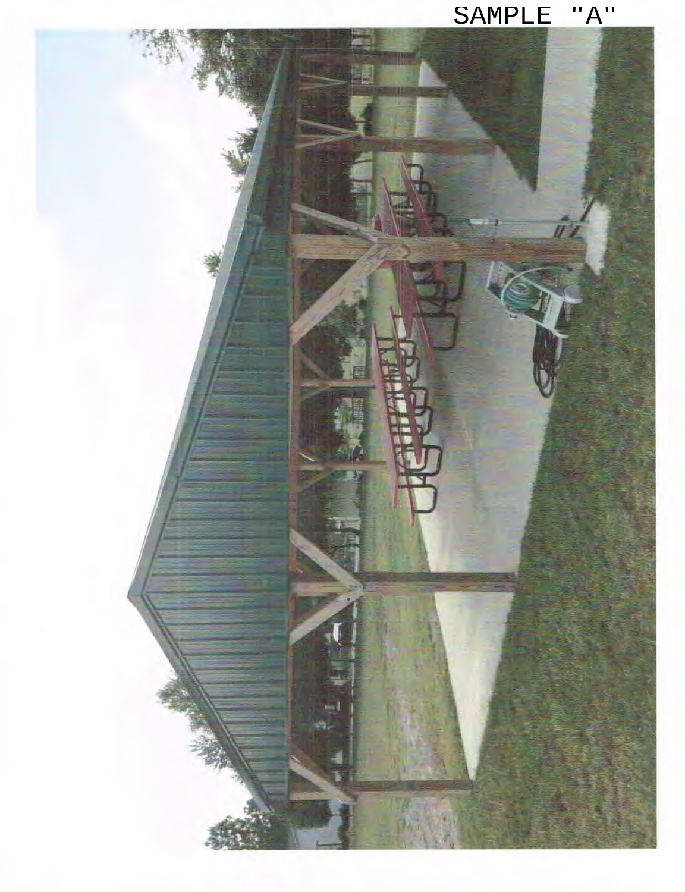SAMPLE "A"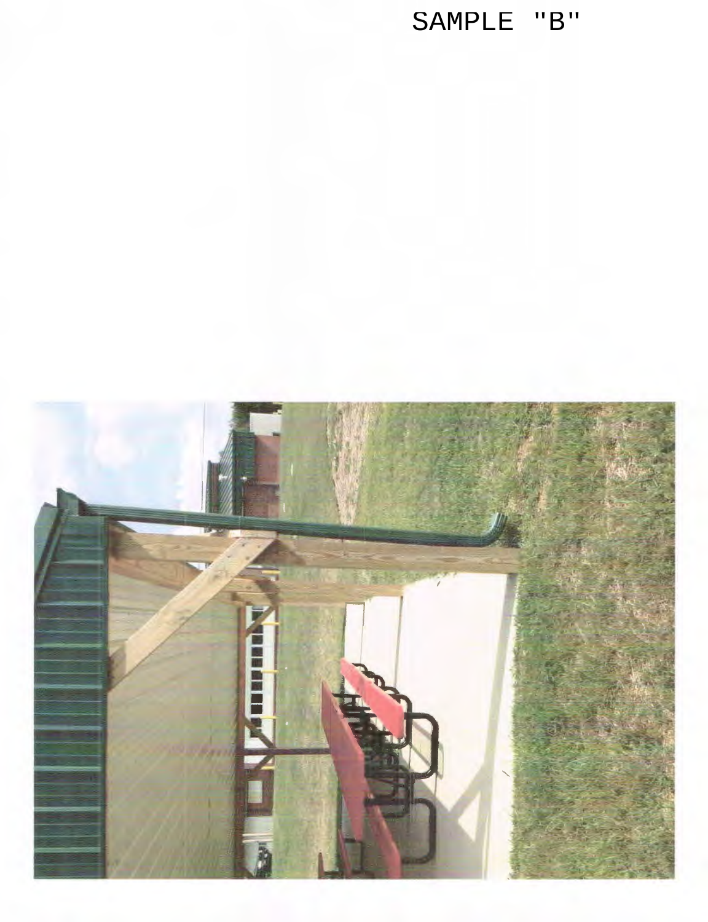SAMPLE "B"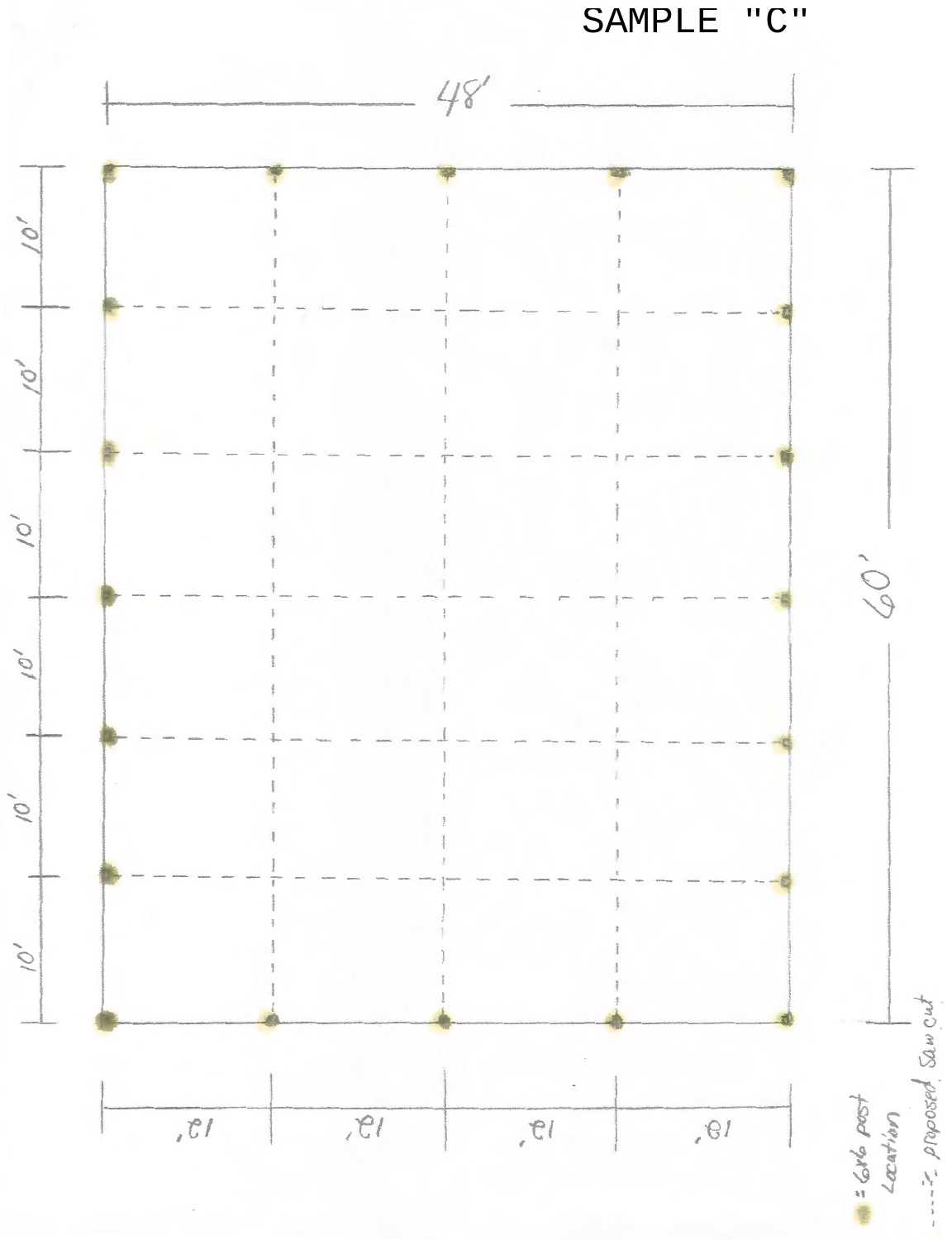SAMPLE "C"

48'

60'

10'

10'

10'

10'

10'

10'

12'

12'

12'

12'

● = 6x6 post Location

---- = proposed saw cut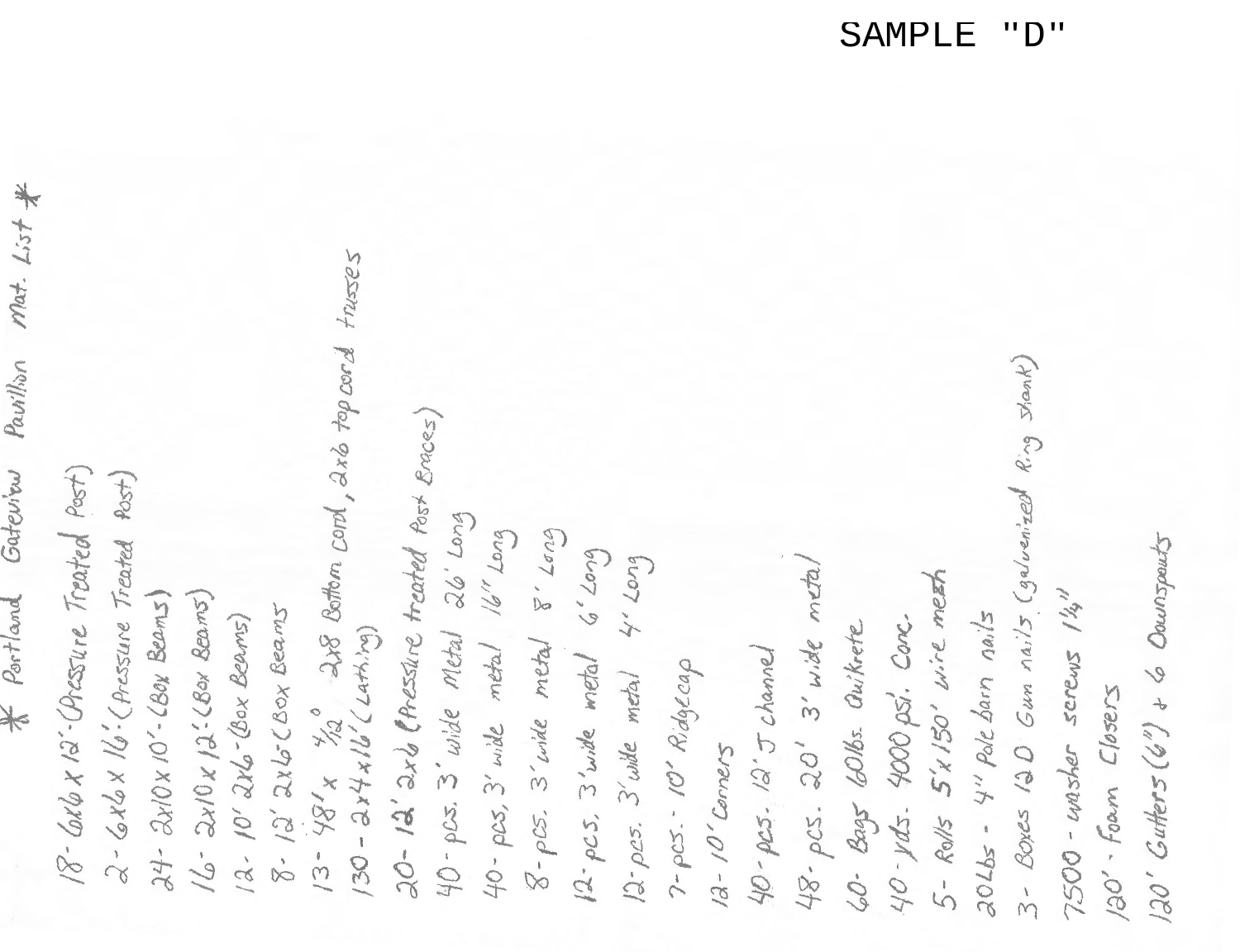SAMPLE "D"

\* Portland Gateview Pavilion Mat. List \*

18 - 6x6 x 12' (Pressure Treated Post)
2 - 6x6 x 16' (Pressure Treated Post)
24 - 2x10 x 10' - (Box Beams)
16 - 2x10 x 12' (Box Beams)
12 - 10' 2x6 - (Box Beams)
8 - 12' 2x6 (Box Beams
13 - 48' x 4/12° 2x8 Bottom Cord, 2x6 top cord trusses
130 - 2x4 x 16' (Lathing)
20 - 12' 2x6 (Pressure treated Post Braces)
40 - pcs. 3' wide Metal 26' Long
40 - pcs, 3' wide metal 16" Long
8 - pcs. 3' wide metal 8' Long
12 - pcs, 3' wide metal 6' Long
12 - pcs. 3' wide metal 4' Long
7 - pcs. - 10' Ridgecap
12 - 10' Corners
40 - pcs. 12' J channel
48 - pcs. 20' 3' wide metal
60 - Bags 60lbs. Quikrete
40 - yds. 4000 psi. Conc.
5 - Rolls 5'x150' wire mesh
20Lbs - 4" Pole barn nails
3 - Boxes 12 D Gun nails (galvanized Ring shank)
7500 - washer screws 1¼"
120' - Foam Closers
120' Gutters (6") + 6 Downspouts